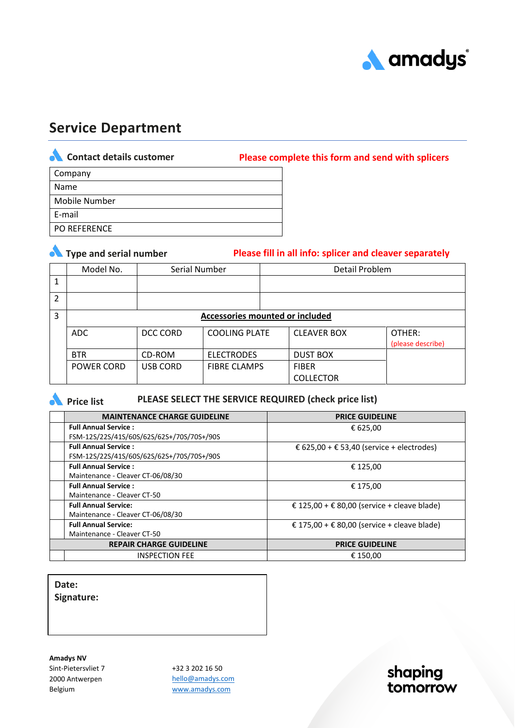amadys

# Service Department

## Contact details customer

**Please complete this form and send with splicers**

| Company |
|---|
| Name |
| Mobile Number |
| E-mail |
| PO REFERENCE |

## Type and serial number

**Please fill in all info: splicer and cleaver separately**

| | Model No. | Serial Number | Detail Problem | | |
|---|---|---|---|---|---|
| 1 | | | | | |
| 2 | | | | | |
| 3 | **Accessories mounted or included** | | | | |
| | ADC | DCC CORD | COOLING PLATE | CLEAVER BOX | OTHER: (please describe) |
| | BTR | CD-ROM | ELECTRODES | DUST BOX | |
| | POWER CORD | USB CORD | FIBRE CLAMPS | FIBER COLLECTOR | |

## Price list

**PLEASE SELECT THE SERVICE REQUIRED (check price list)**

| | MAINTENANCE CHARGE GUIDELINE | PRICE GUIDELINE |
|---|---|---|
| | **Full Annual Service :** FSM-12S/22S/41S/60S/62S/62S+/70S/70S+/90S | € 625,00 |
| | **Full Annual Service :** FSM-12S/22S/41S/60S/62S/62S+/70S/70S+/90S | € 625,00 + € 53,40 (service + electrodes) |
| | **Full Annual Service :** Maintenance - Cleaver CT-06/08/30 | € 125,00 |
| | **Full Annual Service :** Maintenance - Cleaver CT-50 | € 175,00 |
| | **Full Annual Service:** Maintenance - Cleaver CT-06/08/30 | € 125,00 + € 80,00 (service + cleave blade) |
| | **Full Annual Service:** Maintenance - Cleaver CT-50 | € 175,00 + € 80,00 (service + cleave blade) |
| | **REPAIR CHARGE GUIDELINE** | **PRICE GUIDELINE** |
| | INSPECTION FEE | € 150,00 |

**Date:**
**Signature:**

**Amadys NV**
Sint-Pietersvliet 7
2000 Antwerpen
Belgium

+32 3 202 16 50
hello@amadys.com
www.amadys.com

shaping tomorrow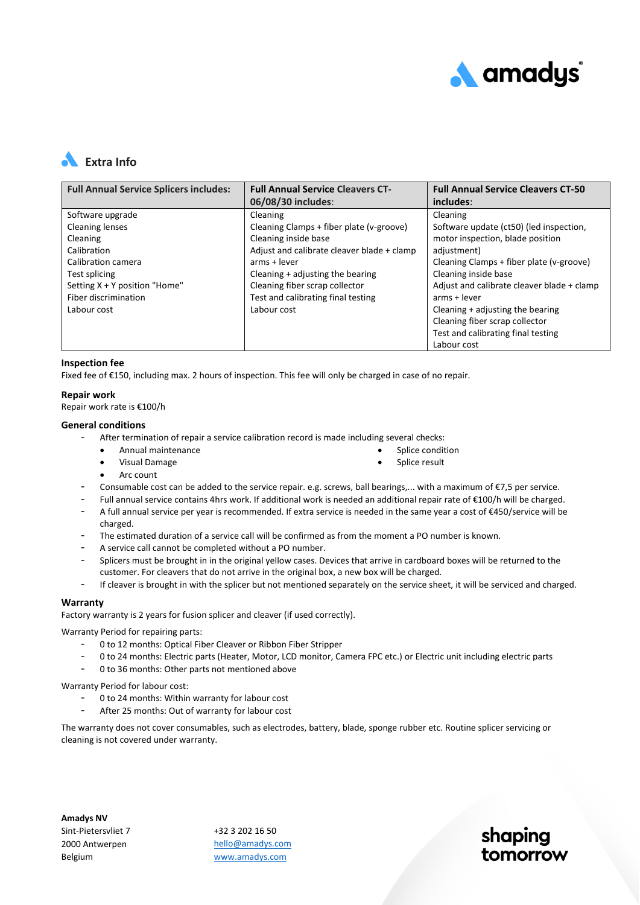## Extra Info

| Full Annual Service Splicers includes: | Full Annual Service Cleavers CT-06/08/30 includes: | Full Annual Service Cleavers CT-50 includes: |
|---|---|---|
| Software upgrade<br>Cleaning lenses<br>Cleaning<br>Calibration<br>Calibration camera<br>Test splicing<br>Setting X + Y position "Home"<br>Fiber discrimination<br>Labour cost | Cleaning<br>Cleaning Clamps + fiber plate (v-groove)<br>Cleaning inside base<br>Adjust and calibrate cleaver blade + clamp arms + lever<br>Cleaning + adjusting the bearing<br>Cleaning fiber scrap collector<br>Test and calibrating final testing<br>Labour cost | Cleaning<br>Software update (ct50) (led inspection, motor inspection, blade position adjustment)<br>Cleaning Clamps + fiber plate (v-groove)<br>Cleaning inside base<br>Adjust and calibrate cleaver blade + clamp arms + lever<br>Cleaning + adjusting the bearing<br>Cleaning fiber scrap collector<br>Test and calibrating final testing<br>Labour cost |

**Inspection fee**

Fixed fee of €150, including max. 2 hours of inspection. This fee will only be charged in case of no repair.

**Repair work**

Repair work rate is €100/h

**General conditions**

- After termination of repair a service calibration record is made including several checks:
  - Annual maintenance
  - Visual Damage
  - Arc count
  - Splice condition
  - Splice result
- Consumable cost can be added to the service repair. e.g. screws, ball bearings,... with a maximum of €7,5 per service.
- Full annual service contains 4hrs work. If additional work is needed an additional repair rate of €100/h will be charged.
- A full annual service per year is recommended. If extra service is needed in the same year a cost of €450/service will be charged.
- The estimated duration of a service call will be confirmed as from the moment a PO number is known.
- A service call cannot be completed without a PO number.
- Splicers must be brought in in the original yellow cases. Devices that arrive in cardboard boxes will be returned to the customer. For cleavers that do not arrive in the original box, a new box will be charged.
- If cleaver is brought in with the splicer but not mentioned separately on the service sheet, it will be serviced and charged.

**Warranty**

Factory warranty is 2 years for fusion splicer and cleaver (if used correctly).

Warranty Period for repairing parts:

- 0 to 12 months: Optical Fiber Cleaver or Ribbon Fiber Stripper
- 0 to 24 months: Electric parts (Heater, Motor, LCD monitor, Camera FPC etc.) or Electric unit including electric parts
- 0 to 36 months: Other parts not mentioned above

Warranty Period for labour cost:

- 0 to 24 months: Within warranty for labour cost
- After 25 months: Out of warranty for labour cost

The warranty does not cover consumables, such as electrodes, battery, blade, sponge rubber etc. Routine splicer servicing or cleaning is not covered under warranty.

**Amadys NV**
Sint-Pietersvliet 7
2000 Antwerpen
Belgium

+32 3 202 16 50
hello@amadys.com
www.amadys.com

shaping tomorrow